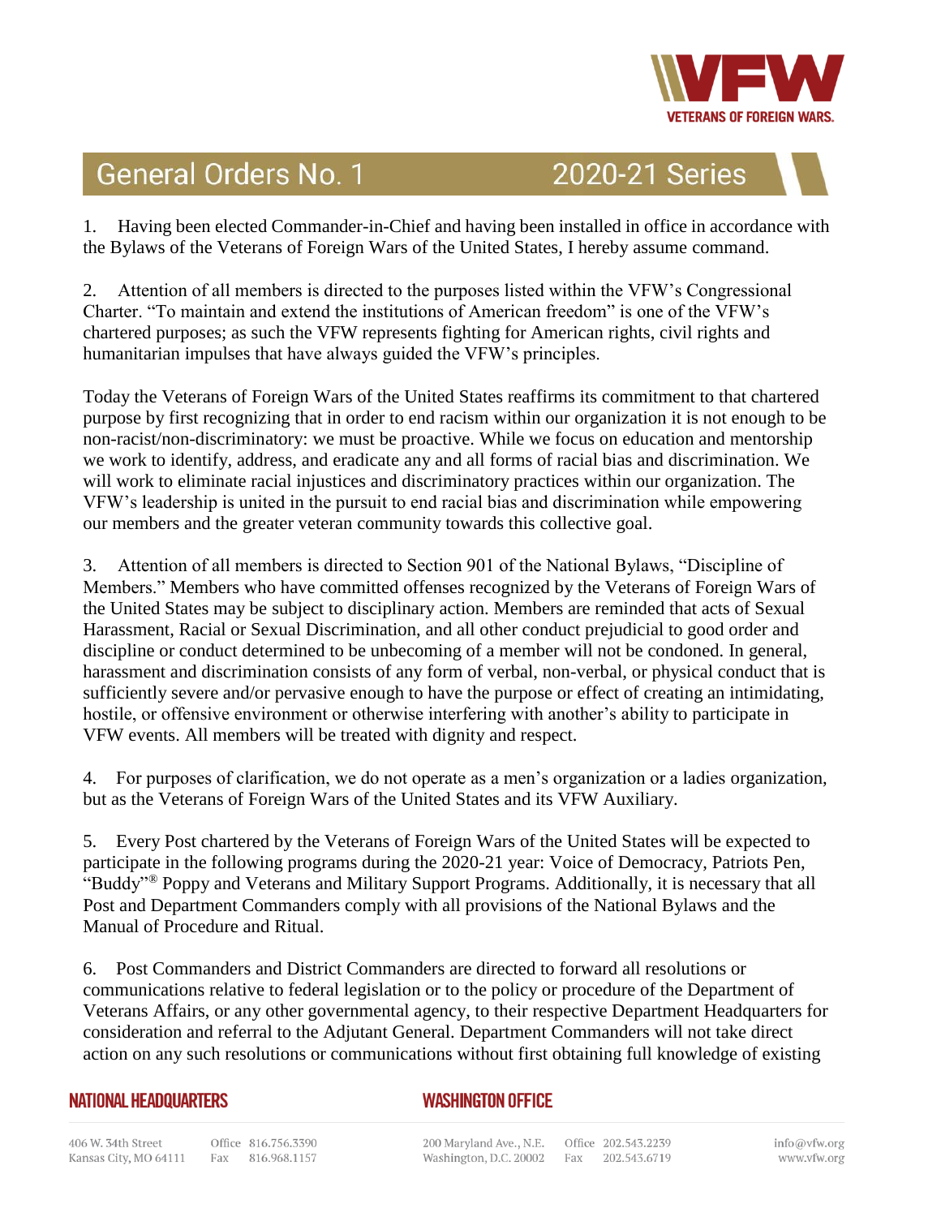# General Orders No. 1 — 2020-21 Series

1. Having been elected Commander-in-Chief and having been installed in office in accordance with the Bylaws of the Veterans of Foreign Wars of the United States, I hereby assume command.

2. Attention of all members is directed to the purposes listed within the VFW's Congressional Charter. "To maintain and extend the institutions of American freedom" is one of the VFW's chartered purposes; as such the VFW represents fighting for American rights, civil rights and humanitarian impulses that have always guided the VFW's principles.

Today the Veterans of Foreign Wars of the United States reaffirms its commitment to that chartered purpose by first recognizing that in order to end racism within our organization it is not enough to be non-racist/non-discriminatory: we must be proactive. While we focus on education and mentorship we work to identify, address, and eradicate any and all forms of racial bias and discrimination. We will work to eliminate racial injustices and discriminatory practices within our organization. The VFW's leadership is united in the pursuit to end racial bias and discrimination while empowering our members and the greater veteran community towards this collective goal.

3. Attention of all members is directed to Section 901 of the National Bylaws, "Discipline of Members." Members who have committed offenses recognized by the Veterans of Foreign Wars of the United States may be subject to disciplinary action. Members are reminded that acts of Sexual Harassment, Racial or Sexual Discrimination, and all other conduct prejudicial to good order and discipline or conduct determined to be unbecoming of a member will not be condoned. In general, harassment and discrimination consists of any form of verbal, non-verbal, or physical conduct that is sufficiently severe and/or pervasive enough to have the purpose or effect of creating an intimidating, hostile, or offensive environment or otherwise interfering with another's ability to participate in VFW events. All members will be treated with dignity and respect.

4. For purposes of clarification, we do not operate as a men's organization or a ladies organization, but as the Veterans of Foreign Wars of the United States and its VFW Auxiliary.

5. Every Post chartered by the Veterans of Foreign Wars of the United States will be expected to participate in the following programs during the 2020-21 year: Voice of Democracy, Patriots Pen, "Buddy"® Poppy and Veterans and Military Support Programs. Additionally, it is necessary that all Post and Department Commanders comply with all provisions of the National Bylaws and the Manual of Procedure and Ritual.

6. Post Commanders and District Commanders are directed to forward all resolutions or communications relative to federal legislation or to the policy or procedure of the Department of Veterans Affairs, or any other governmental agency, to their respective Department Headquarters for consideration and referral to the Adjutant General. Department Commanders will not take direct action on any such resolutions or communications without first obtaining full knowledge of existing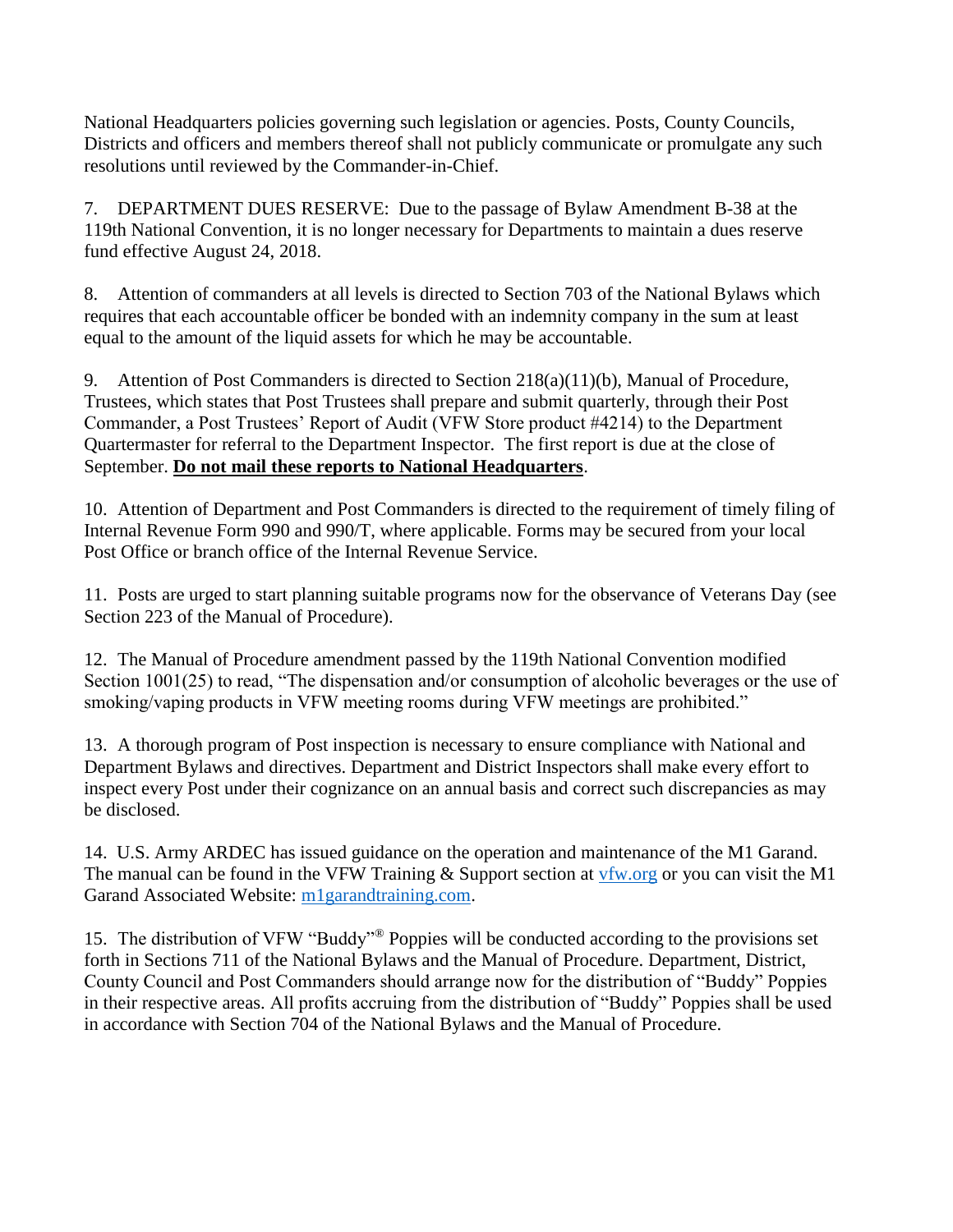National Headquarters policies governing such legislation or agencies. Posts, County Councils, Districts and officers and members thereof shall not publicly communicate or promulgate any such resolutions until reviewed by the Commander-in-Chief.

7. DEPARTMENT DUES RESERVE: Due to the passage of Bylaw Amendment B-38 at the 119th National Convention, it is no longer necessary for Departments to maintain a dues reserve fund effective August 24, 2018.

8. Attention of commanders at all levels is directed to Section 703 of the National Bylaws which requires that each accountable officer be bonded with an indemnity company in the sum at least equal to the amount of the liquid assets for which he may be accountable.

9. Attention of Post Commanders is directed to Section 218(a)(11)(b), Manual of Procedure, Trustees, which states that Post Trustees shall prepare and submit quarterly, through their Post Commander, a Post Trustees' Report of Audit (VFW Store product #4214) to the Department Quartermaster for referral to the Department Inspector. The first report is due at the close of September. **Do not mail these reports to National Headquarters**.

10. Attention of Department and Post Commanders is directed to the requirement of timely filing of Internal Revenue Form 990 and 990/T, where applicable. Forms may be secured from your local Post Office or branch office of the Internal Revenue Service.

11. Posts are urged to start planning suitable programs now for the observance of Veterans Day (see Section 223 of the Manual of Procedure).

12. The Manual of Procedure amendment passed by the 119th National Convention modified Section 1001(25) to read, "The dispensation and/or consumption of alcoholic beverages or the use of smoking/vaping products in VFW meeting rooms during VFW meetings are prohibited."

13. A thorough program of Post inspection is necessary to ensure compliance with National and Department Bylaws and directives. Department and District Inspectors shall make every effort to inspect every Post under their cognizance on an annual basis and correct such discrepancies as may be disclosed.

14. U.S. Army ARDEC has issued guidance on the operation and maintenance of the M1 Garand. The manual can be found in the VFW Training & Support section at [vfw.org](vfw.org) or you can visit the M1 Garand Associated Website: [m1garandtraining.com](m1garandtraining.com).

15. The distribution of VFW "Buddy"® Poppies will be conducted according to the provisions set forth in Sections 711 of the National Bylaws and the Manual of Procedure. Department, District, County Council and Post Commanders should arrange now for the distribution of "Buddy" Poppies in their respective areas. All profits accruing from the distribution of "Buddy" Poppies shall be used in accordance with Section 704 of the National Bylaws and the Manual of Procedure.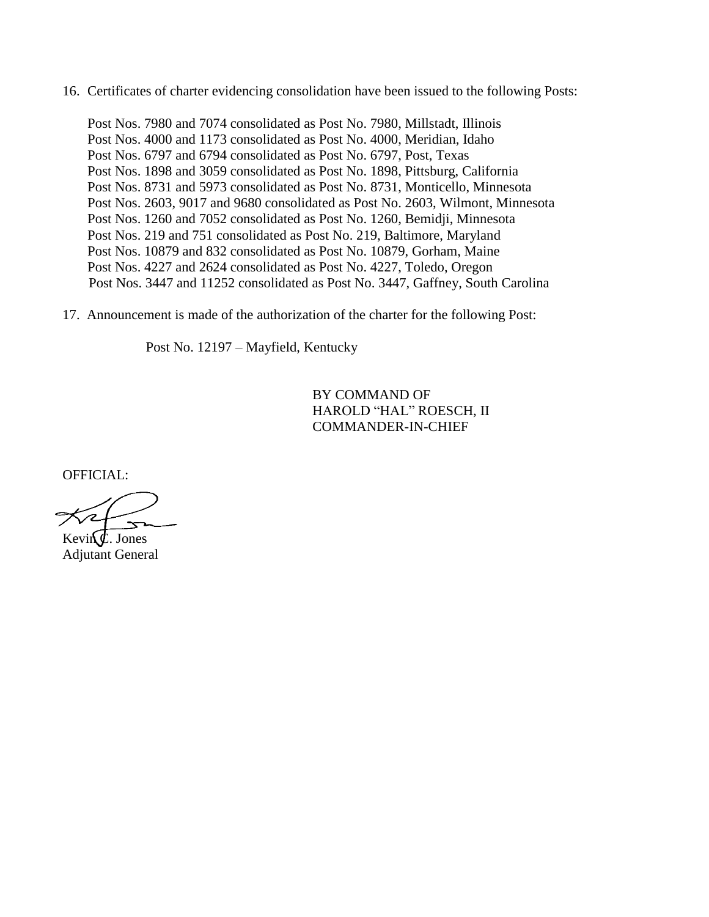16. Certificates of charter evidencing consolidation have been issued to the following Posts:

    Post Nos. 7980 and 7074 consolidated as Post No. 7980, Millstadt, Illinois
    Post Nos. 4000 and 1173 consolidated as Post No. 4000, Meridian, Idaho
    Post Nos. 6797 and 6794 consolidated as Post No. 6797, Post, Texas
    Post Nos. 1898 and 3059 consolidated as Post No. 1898, Pittsburg, California
    Post Nos. 8731 and 5973 consolidated as Post No. 8731, Monticello, Minnesota
    Post Nos. 2603, 9017 and 9680 consolidated as Post No. 2603, Wilmont, Minnesota
    Post Nos. 1260 and 7052 consolidated as Post No. 1260, Bemidji, Minnesota
    Post Nos. 219 and 751 consolidated as Post No. 219, Baltimore, Maryland
    Post Nos. 10879 and 832 consolidated as Post No. 10879, Gorham, Maine
    Post Nos. 4227 and 2624 consolidated as Post No. 4227, Toledo, Oregon
    Post Nos. 3447 and 11252 consolidated as Post No. 3447, Gaffney, South Carolina

17. Announcement is made of the authorization of the charter for the following Post:

    Post No. 12197 – Mayfield, Kentucky

BY COMMAND OF
HAROLD "HAL" ROESCH, II
COMMANDER-IN-CHIEF

OFFICIAL:

Kevin C. Jones
Adjutant General